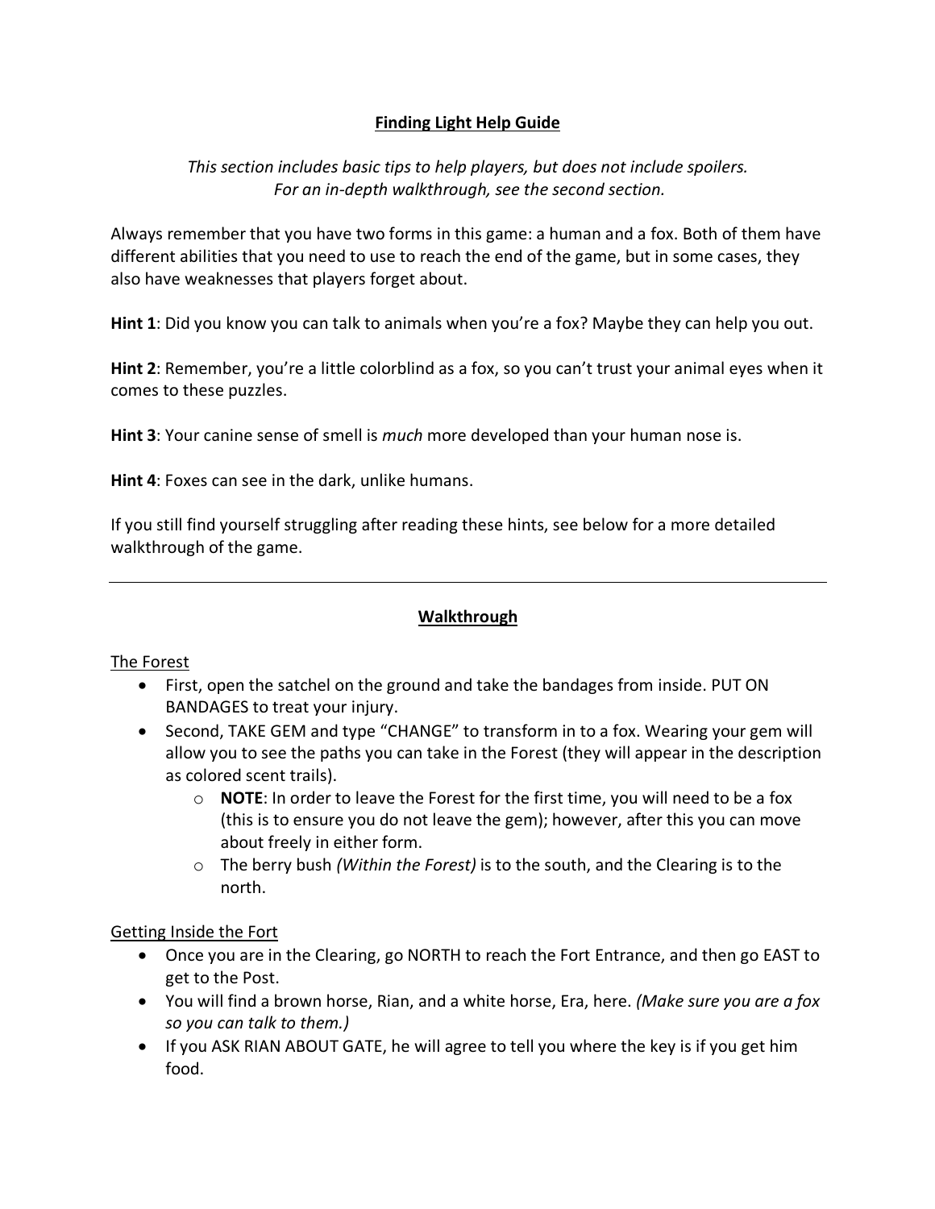# Finding Light Help Guide

*This section includes basic tips to help players, but does not include spoilers.*
*For an in-depth walkthrough, see the second section.*

Always remember that you have two forms in this game: a human and a fox. Both of them have different abilities that you need to use to reach the end of the game, but in some cases, they also have weaknesses that players forget about.

**Hint 1**: Did you know you can talk to animals when you're a fox? Maybe they can help you out.

**Hint 2**: Remember, you're a little colorblind as a fox, so you can't trust your animal eyes when it comes to these puzzles.

**Hint 3**: Your canine sense of smell is *much* more developed than your human nose is.

**Hint 4**: Foxes can see in the dark, unlike humans.

If you still find yourself struggling after reading these hints, see below for a more detailed walkthrough of the game.

---

## Walkthrough

### The Forest

- First, open the satchel on the ground and take the bandages from inside. PUT ON BANDAGES to treat your injury.
- Second, TAKE GEM and type "CHANGE" to transform in to a fox. Wearing your gem will allow you to see the paths you can take in the Forest (they will appear in the description as colored scent trails).
  - **NOTE**: In order to leave the Forest for the first time, you will need to be a fox (this is to ensure you do not leave the gem); however, after this you can move about freely in either form.
  - The berry bush *(Within the Forest)* is to the south, and the Clearing is to the north.

### Getting Inside the Fort

- Once you are in the Clearing, go NORTH to reach the Fort Entrance, and then go EAST to get to the Post.
- You will find a brown horse, Rian, and a white horse, Era, here. *(Make sure you are a fox so you can talk to them.)*
- If you ASK RIAN ABOUT GATE, he will agree to tell you where the key is if you get him food.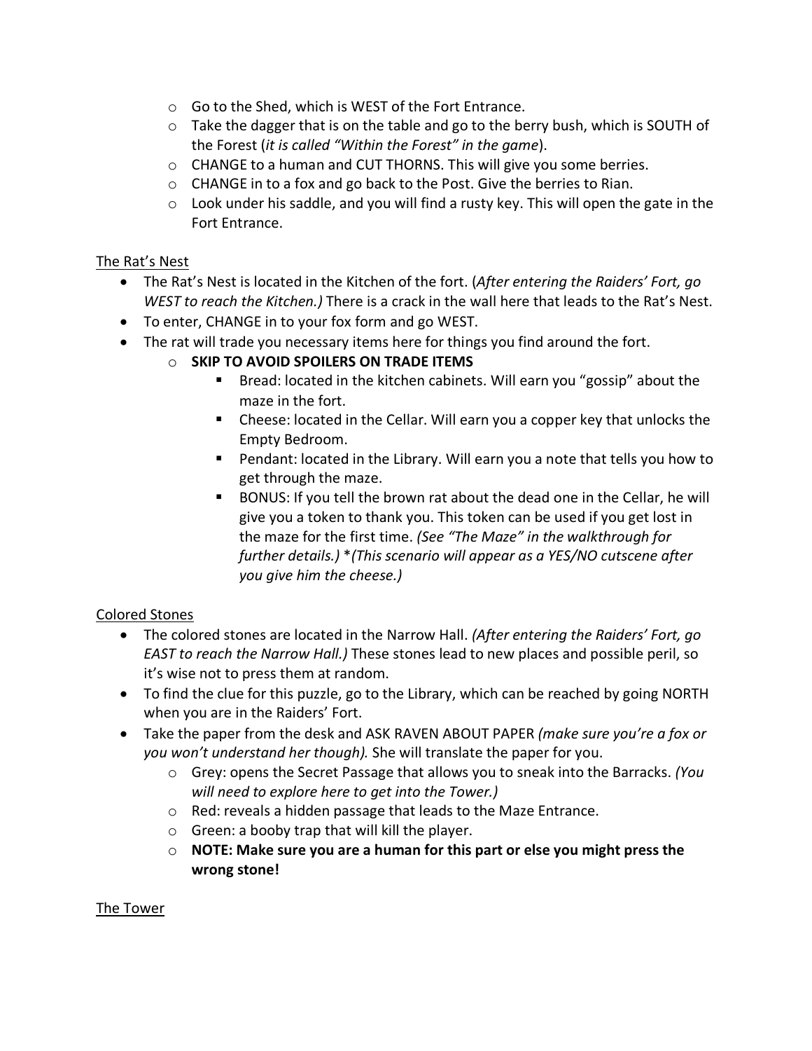- Go to the Shed, which is WEST of the Fort Entrance.
  - Take the dagger that is on the table and go to the berry bush, which is SOUTH of the Forest (*it is called "Within the Forest" in the game*).
  - CHANGE to a human and CUT THORNS. This will give you some berries.
  - CHANGE in to a fox and go back to the Post. Give the berries to Rian.
  - Look under his saddle, and you will find a rusty key. This will open the gate in the Fort Entrance.

<u>The Rat's Nest</u>

- The Rat's Nest is located in the Kitchen of the fort. (*After entering the Raiders' Fort, go WEST to reach the Kitchen.)* There is a crack in the wall here that leads to the Rat's Nest.
- To enter, CHANGE in to your fox form and go WEST.
- The rat will trade you necessary items here for things you find around the fort.
  - **SKIP TO AVOID SPOILERS ON TRADE ITEMS**
    - Bread: located in the kitchen cabinets. Will earn you "gossip" about the maze in the fort.
    - Cheese: located in the Cellar. Will earn you a copper key that unlocks the Empty Bedroom.
    - Pendant: located in the Library. Will earn you a note that tells you how to get through the maze.
    - BONUS: If you tell the brown rat about the dead one in the Cellar, he will give you a token to thank you. This token can be used if you get lost in the maze for the first time. *(See "The Maze" in the walkthrough for further details.)* \**(This scenario will appear as a YES/NO cutscene after you give him the cheese.)*

<u>Colored Stones</u>

- The colored stones are located in the Narrow Hall. *(After entering the Raiders' Fort, go EAST to reach the Narrow Hall.)* These stones lead to new places and possible peril, so it's wise not to press them at random.
- To find the clue for this puzzle, go to the Library, which can be reached by going NORTH when you are in the Raiders' Fort.
- Take the paper from the desk and ASK RAVEN ABOUT PAPER *(make sure you're a fox or you won't understand her though).* She will translate the paper for you.
  - Grey: opens the Secret Passage that allows you to sneak into the Barracks. *(You will need to explore here to get into the Tower.)*
  - Red: reveals a hidden passage that leads to the Maze Entrance.
  - Green: a booby trap that will kill the player.
  - **NOTE: Make sure you are a human for this part or else you might press the wrong stone!**

<u>The Tower</u>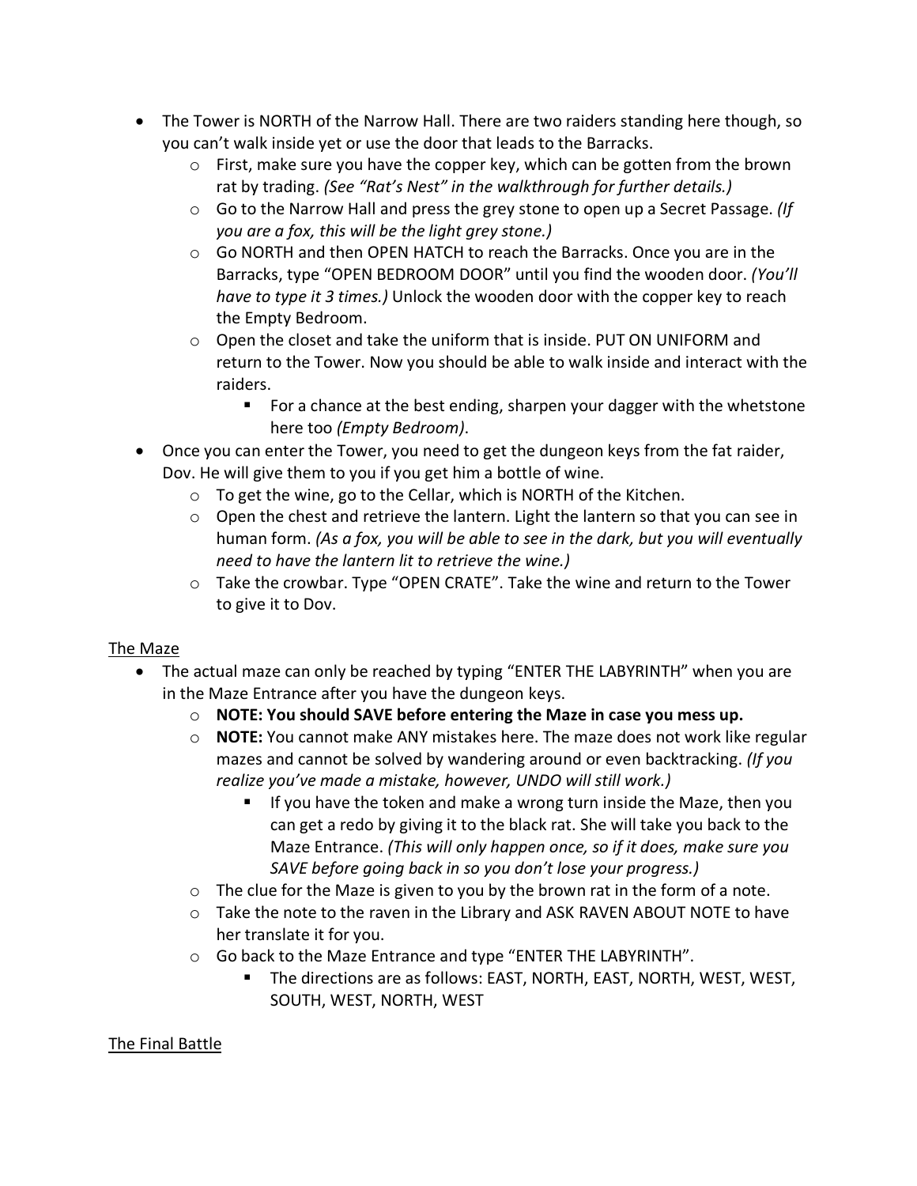- The Tower is NORTH of the Narrow Hall. There are two raiders standing here though, so you can't walk inside yet or use the door that leads to the Barracks.
  - First, make sure you have the copper key, which can be gotten from the brown rat by trading. *(See "Rat's Nest" in the walkthrough for further details.)*
  - Go to the Narrow Hall and press the grey stone to open up a Secret Passage. *(If you are a fox, this will be the light grey stone.)*
  - Go NORTH and then OPEN HATCH to reach the Barracks. Once you are in the Barracks, type "OPEN BEDROOM DOOR" until you find the wooden door. *(You'll have to type it 3 times.)* Unlock the wooden door with the copper key to reach the Empty Bedroom.
  - Open the closet and take the uniform that is inside. PUT ON UNIFORM and return to the Tower. Now you should be able to walk inside and interact with the raiders.
    - For a chance at the best ending, sharpen your dagger with the whetstone here too *(Empty Bedroom)*.
- Once you can enter the Tower, you need to get the dungeon keys from the fat raider, Dov. He will give them to you if you get him a bottle of wine.
  - To get the wine, go to the Cellar, which is NORTH of the Kitchen.
  - Open the chest and retrieve the lantern. Light the lantern so that you can see in human form. *(As a fox, you will be able to see in the dark, but you will eventually need to have the lantern lit to retrieve the wine.)*
  - Take the crowbar. Type "OPEN CRATE". Take the wine and return to the Tower to give it to Dov.

<u>The Maze</u>

- The actual maze can only be reached by typing "ENTER THE LABYRINTH" when you are in the Maze Entrance after you have the dungeon keys.
  - **NOTE: You should SAVE before entering the Maze in case you mess up.**
  - **NOTE:** You cannot make ANY mistakes here. The maze does not work like regular mazes and cannot be solved by wandering around or even backtracking. *(If you realize you've made a mistake, however, UNDO will still work.)*
    - If you have the token and make a wrong turn inside the Maze, then you can get a redo by giving it to the black rat. She will take you back to the Maze Entrance. *(This will only happen once, so if it does, make sure you SAVE before going back in so you don't lose your progress.)*
  - The clue for the Maze is given to you by the brown rat in the form of a note.
  - Take the note to the raven in the Library and ASK RAVEN ABOUT NOTE to have her translate it for you.
  - Go back to the Maze Entrance and type "ENTER THE LABYRINTH".
    - The directions are as follows: EAST, NORTH, EAST, NORTH, WEST, WEST, SOUTH, WEST, NORTH, WEST

<u>The Final Battle</u>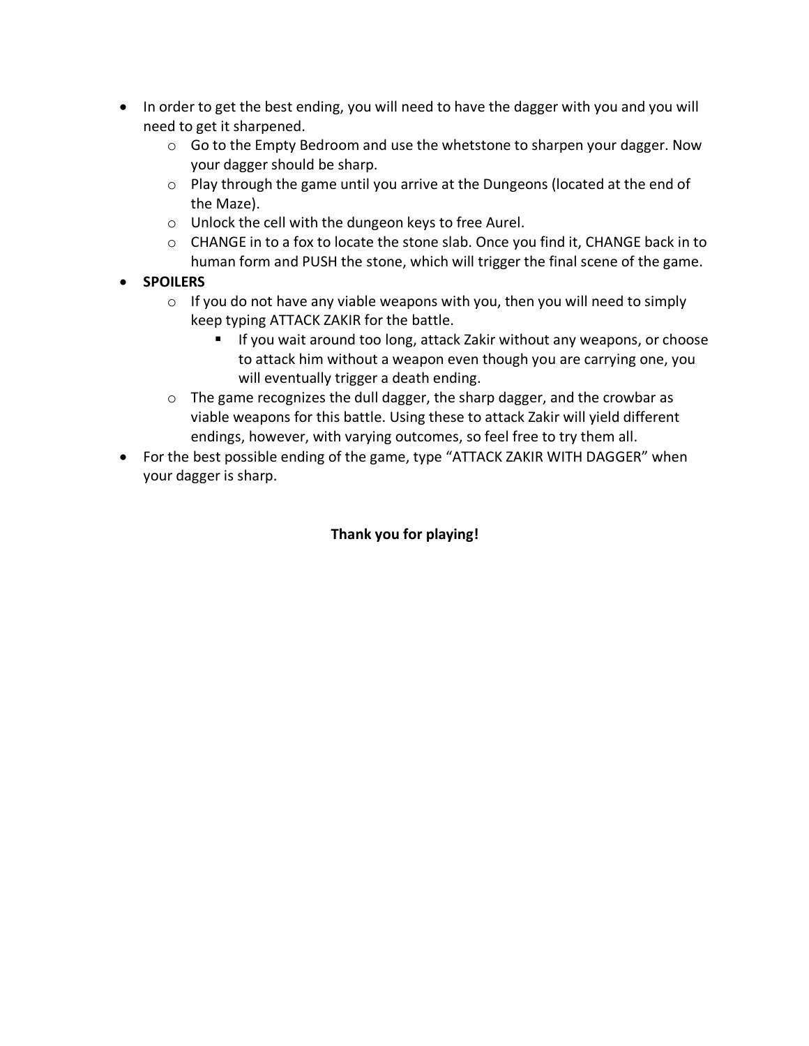- In order to get the best ending, you will need to have the dagger with you and you will need to get it sharpened.
  - Go to the Empty Bedroom and use the whetstone to sharpen your dagger. Now your dagger should be sharp.
  - Play through the game until you arrive at the Dungeons (located at the end of the Maze).
  - Unlock the cell with the dungeon keys to free Aurel.
  - CHANGE in to a fox to locate the stone slab. Once you find it, CHANGE back in to human form and PUSH the stone, which will trigger the final scene of the game.
- **SPOILERS**
  - If you do not have any viable weapons with you, then you will need to simply keep typing ATTACK ZAKIR for the battle.
    - If you wait around too long, attack Zakir without any weapons, or choose to attack him without a weapon even though you are carrying one, you will eventually trigger a death ending.
  - The game recognizes the dull dagger, the sharp dagger, and the crowbar as viable weapons for this battle. Using these to attack Zakir will yield different endings, however, with varying outcomes, so feel free to try them all.
- For the best possible ending of the game, type "ATTACK ZAKIR WITH DAGGER" when your dagger is sharp.

**Thank you for playing!**